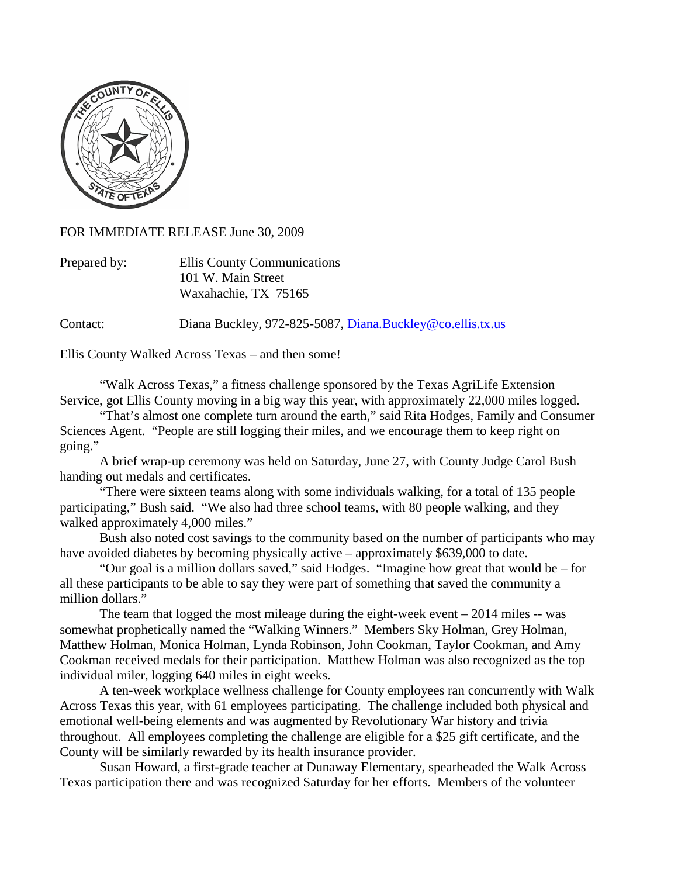FOR IMMEDIATE RELEASE June 30, 2009

Prepared by: Ellis County Communications
101 W. Main Street
Waxahachie, TX 75165

Contact: Diana Buckley, 972-825-5087, Diana.Buckley@co.ellis.tx.us

Ellis County Walked Across Texas – and then some!

"Walk Across Texas," a fitness challenge sponsored by the Texas AgriLife Extension Service, got Ellis County moving in a big way this year, with approximately 22,000 miles logged.

"That's almost one complete turn around the earth," said Rita Hodges, Family and Consumer Sciences Agent. "People are still logging their miles, and we encourage them to keep right on going."

A brief wrap-up ceremony was held on Saturday, June 27, with County Judge Carol Bush handing out medals and certificates.

"There were sixteen teams along with some individuals walking, for a total of 135 people participating," Bush said. "We also had three school teams, with 80 people walking, and they walked approximately 4,000 miles."

Bush also noted cost savings to the community based on the number of participants who may have avoided diabetes by becoming physically active – approximately $639,000 to date.

"Our goal is a million dollars saved," said Hodges. "Imagine how great that would be – for all these participants to be able to say they were part of something that saved the community a million dollars."

The team that logged the most mileage during the eight-week event – 2014 miles -- was somewhat prophetically named the "Walking Winners." Members Sky Holman, Grey Holman, Matthew Holman, Monica Holman, Lynda Robinson, John Cookman, Taylor Cookman, and Amy Cookman received medals for their participation. Matthew Holman was also recognized as the top individual miler, logging 640 miles in eight weeks.

A ten-week workplace wellness challenge for County employees ran concurrently with Walk Across Texas this year, with 61 employees participating. The challenge included both physical and emotional well-being elements and was augmented by Revolutionary War history and trivia throughout. All employees completing the challenge are eligible for a $25 gift certificate, and the County will be similarly rewarded by its health insurance provider.

Susan Howard, a first-grade teacher at Dunaway Elementary, spearheaded the Walk Across Texas participation there and was recognized Saturday for her efforts. Members of the volunteer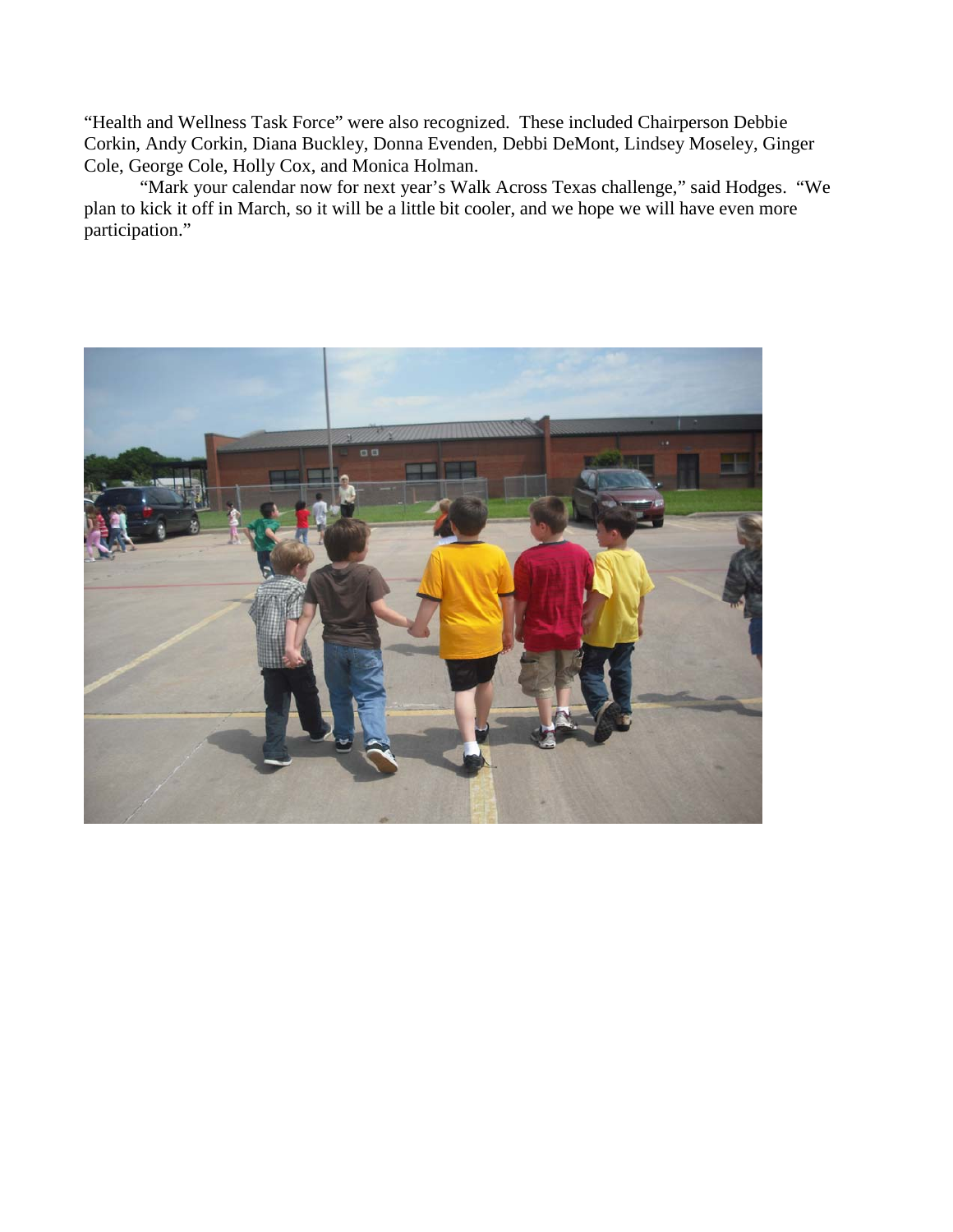"Health and Wellness Task Force" were also recognized. These included Chairperson Debbie Corkin, Andy Corkin, Diana Buckley, Donna Evenden, Debbi DeMont, Lindsey Moseley, Ginger Cole, George Cole, Holly Cox, and Monica Holman.

"Mark your calendar now for next year's Walk Across Texas challenge," said Hodges. "We plan to kick it off in March, so it will be a little bit cooler, and we hope we will have even more participation."